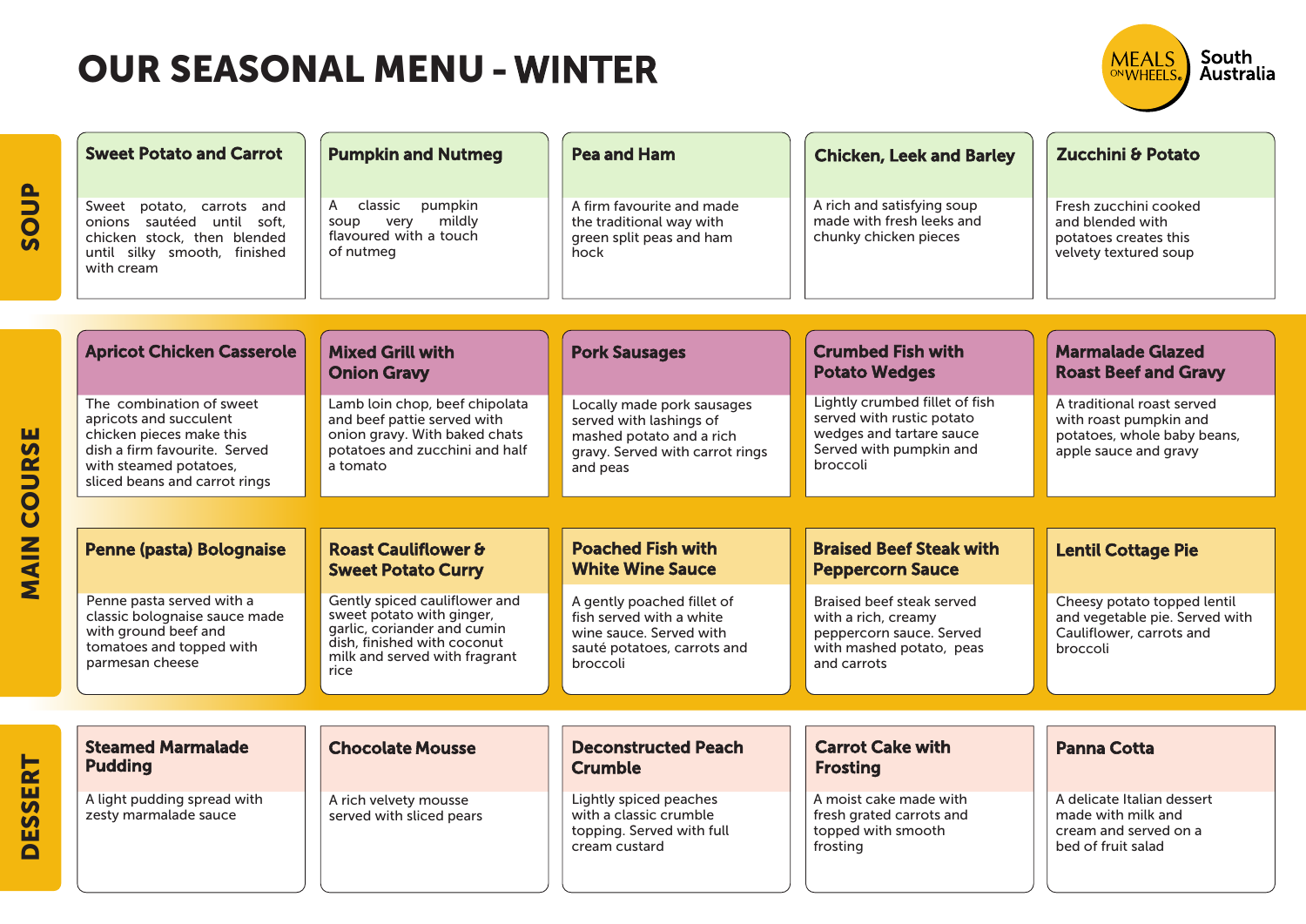# OUR SEASONAL MENU - WINTER

MEALS ON WHEELS South Australia

## SOUP

### Sweet Potato and Carrot

Sweet potato, carrots and onions sautéed until soft, chicken stock, then blended until silky smooth, finished with cream

### Pumpkin and Nutmeg

A classic pumpkin soup very mildly flavoured with a touch of nutmeg

### Pea and Ham

A firm favourite and made the traditional way with green split peas and ham hock

### Chicken, Leek and Barley

A rich and satisfying soup made with fresh leeks and chunky chicken pieces

### Zucchini & Potato

Fresh zucchini cooked and blended with potatoes creates this velvety textured soup

## MAIN COURSE

### Apricot Chicken Casserole

The combination of sweet apricots and succulent chicken pieces make this dish a firm favourite. Served with steamed potatoes, sliced beans and carrot rings

### Mixed Grill with Onion Gravy

Lamb loin chop, beef chipolata and beef pattie served with onion gravy. With baked chats potatoes and zucchini and half a tomato

### Pork Sausages

Locally made pork sausages served with lashings of mashed potato and a rich gravy. Served with carrot rings and peas

### Crumbed Fish with Potato Wedges

Lightly crumbed fillet of fish served with rustic potato wedges and tartare sauce Served with pumpkin and broccoli

### Marmalade Glazed Roast Beef and Gravy

A traditional roast served with roast pumpkin and potatoes, whole baby beans, apple sauce and gravy

### Penne (pasta) Bolognaise

Penne pasta served with a classic bolognaise sauce made with ground beef and tomatoes and topped with parmesan cheese

### Roast Cauliflower & Sweet Potato Curry

Gently spiced cauliflower and sweet potato with ginger, garlic, coriander and cumin dish, finished with coconut milk and served with fragrant rice

### Poached Fish with White Wine Sauce

A gently poached fillet of fish served with a white wine sauce. Served with sauté potatoes, carrots and broccoli

### Braised Beef Steak with Peppercorn Sauce

Braised beef steak served with a rich, creamy peppercorn sauce. Served with mashed potato, peas and carrots

### Lentil Cottage Pie

Cheesy potato topped lentil and vegetable pie. Served with Cauliflower, carrots and broccoli

## DESSERT

### Steamed Marmalade Pudding

A light pudding spread with zesty marmalade sauce

### Chocolate Mousse

A rich velvety mousse served with sliced pears

### Deconstructed Peach Crumble

Lightly spiced peaches with a classic crumble topping. Served with full cream custard

### Carrot Cake with Frosting

A moist cake made with fresh grated carrots and topped with smooth frosting

### Panna Cotta

A delicate Italian dessert made with milk and cream and served on a bed of fruit salad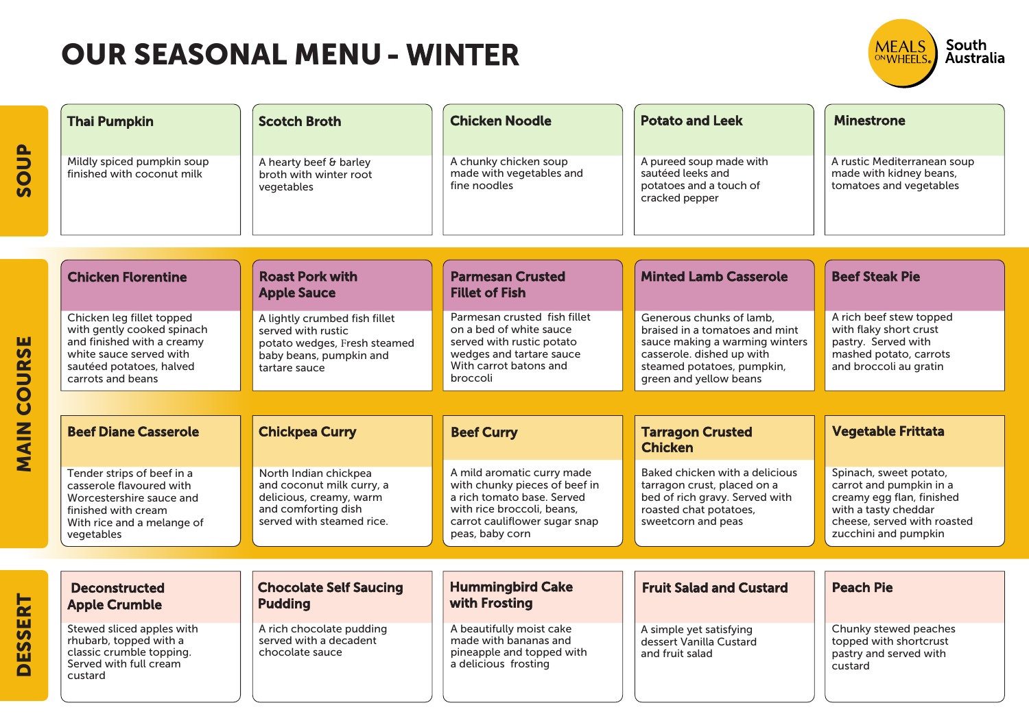# OUR SEASONAL MENU - WINTER

MEALS ON WHEELS South Australia

## SOUP

### Thai Pumpkin

Mildly spiced pumpkin soup finished with coconut milk

### Scotch Broth

A hearty beef & barley broth with winter root vegetables

### Chicken Noodle

A chunky chicken soup made with vegetables and fine noodles

### Potato and Leek

A pureed soup made with sautéed leeks and potatoes and a touch of cracked pepper

### Minestrone

A rustic Mediterranean soup made with kidney beans, tomatoes and vegetables

## MAIN COURSE

### Chicken Florentine

Chicken leg fillet topped with gently cooked spinach and finished with a creamy white sauce served with sautéed potatoes, halved carrots and beans

### Roast Pork with Apple Sauce

A lightly crumbed fish fillet served with rustic potato wedges, Fresh steamed baby beans, pumpkin and tartare sauce

### Parmesan Crusted Fillet of Fish

Parmesan crusted fish fillet on a bed of white sauce served with rustic potato wedges and tartare sauce With carrot batons and broccoli

### Minted Lamb Casserole

Generous chunks of lamb, braised in a tomatoes and mint sauce making a warming winters casserole. dished up with steamed potatoes, pumpkin, green and yellow beans

### Beef Steak Pie

A rich beef stew topped with flaky short crust pastry. Served with mashed potato, carrots and broccoli au gratin

### Beef Diane Casserole

Tender strips of beef in a casserole flavoured with Worcestershire sauce and finished with cream With rice and a melange of vegetables

### Chickpea Curry

North Indian chickpea and coconut milk curry, a delicious, creamy, warm and comforting dish served with steamed rice.

### Beef Curry

A mild aromatic curry made with chunky pieces of beef in a rich tomato base. Served with rice broccoli, beans, carrot cauliflower sugar snap peas, baby corn

### Tarragon Crusted Chicken

Baked chicken with a delicious tarragon crust, placed on a bed of rich gravy. Served with roasted chat potatoes, sweetcorn and peas

### Vegetable Frittata

Spinach, sweet potato, carrot and pumpkin in a creamy egg flan, finished with a tasty cheddar cheese, served with roasted zucchini and pumpkin

## DESSERT

### Deconstructed Apple Crumble

Stewed sliced apples with rhubarb, topped with a classic crumble topping. Served with full cream custard

### Chocolate Self Saucing Pudding

A rich chocolate pudding served with a decadent chocolate sauce

### Hummingbird Cake with Frosting

A beautifully moist cake made with bananas and pineapple and topped with a delicious frosting

### Fruit Salad and Custard

A simple yet satisfying dessert Vanilla Custard and fruit salad

### Peach Pie

Chunky stewed peaches topped with shortcrust pastry and served with custard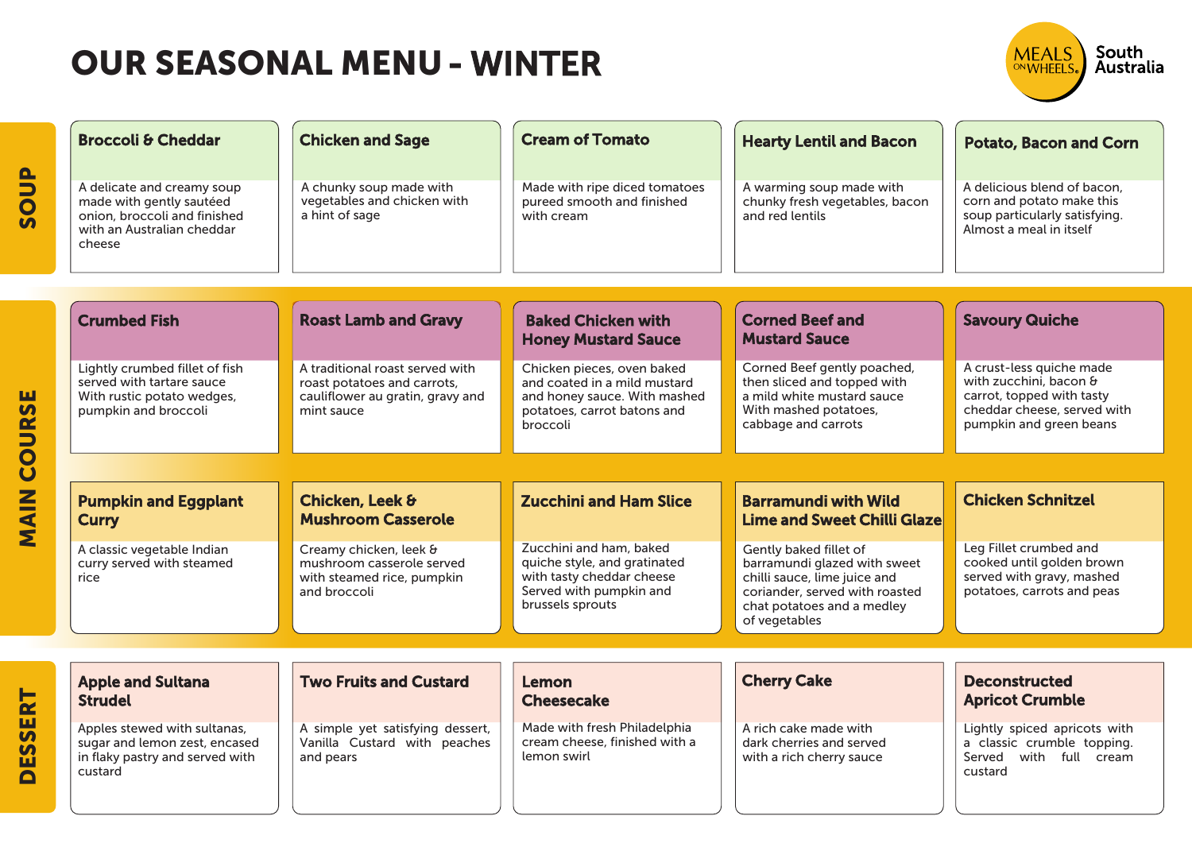# OUR SEASONAL MENU - WINTER

MEALS ON WHEELS South Australia

## SOUP

### Broccoli & Cheddar

A delicate and creamy soup made with gently sautéed onion, broccoli and finished with an Australian cheddar cheese

### Chicken and Sage

A chunky soup made with vegetables and chicken with a hint of sage

### Cream of Tomato

Made with ripe diced tomatoes pureed smooth and finished with cream

### Hearty Lentil and Bacon

A warming soup made with chunky fresh vegetables, bacon and red lentils

### Potato, Bacon and Corn

A delicious blend of bacon, corn and potato make this soup particularly satisfying. Almost a meal in itself

## MAIN COURSE

### Crumbed Fish

Lightly crumbed fillet of fish served with tartare sauce With rustic potato wedges, pumpkin and broccoli

### Roast Lamb and Gravy

A traditional roast served with roast potatoes and carrots, cauliflower au gratin, gravy and mint sauce

### Baked Chicken with Honey Mustard Sauce

Chicken pieces, oven baked and coated in a mild mustard and honey sauce. With mashed potatoes, carrot batons and broccoli

### Corned Beef and Mustard Sauce

Corned Beef gently poached, then sliced and topped with a mild white mustard sauce With mashed potatoes, cabbage and carrots

### Savoury Quiche

A crust-less quiche made with zucchini, bacon & carrot, topped with tasty cheddar cheese, served with pumpkin and green beans

### Pumpkin and Eggplant Curry

A classic vegetable Indian curry served with steamed rice

### Chicken, Leek & Mushroom Casserole

Creamy chicken, leek & mushroom casserole served with steamed rice, pumpkin and broccoli

### Zucchini and Ham Slice

Zucchini and ham, baked quiche style, and gratinated with tasty cheddar cheese Served with pumpkin and brussels sprouts

### Barramundi with Wild Lime and Sweet Chilli Glaze

Gently baked fillet of barramundi glazed with sweet chilli sauce, lime juice and coriander, served with roasted chat potatoes and a medley of vegetables

### Chicken Schnitzel

Leg Fillet crumbed and cooked until golden brown served with gravy, mashed potatoes, carrots and peas

## DESSERT

### Apple and Sultana Strudel

Apples stewed with sultanas, sugar and lemon zest, encased in flaky pastry and served with custard

### Two Fruits and Custard

A simple yet satisfying dessert, Vanilla Custard with peaches and pears

### Lemon Cheesecake

Made with fresh Philadelphia cream cheese, finished with a lemon swirl

### Cherry Cake

A rich cake made with dark cherries and served with a rich cherry sauce

### Deconstructed Apricot Crumble

Lightly spiced apricots with a classic crumble topping. Served with full cream custard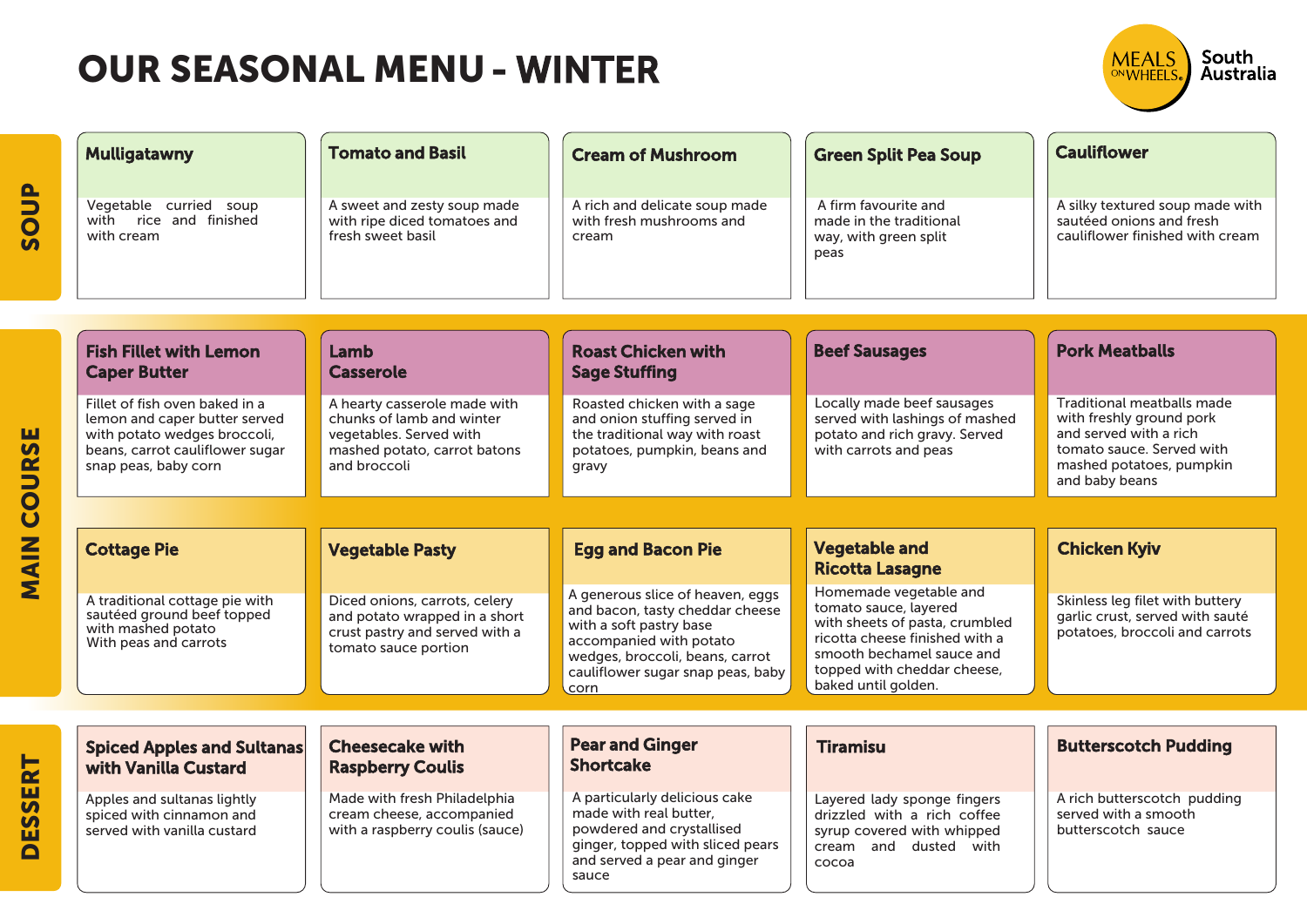# OUR SEASONAL MENU - WINTER

MEALS ON WHEELS South Australia

## SOUP

### Mulligatawny

Vegetable curried soup with rice and finished with cream

### Tomato and Basil

A sweet and zesty soup made with ripe diced tomatoes and fresh sweet basil

### Cream of Mushroom

A rich and delicate soup made with fresh mushrooms and cream

### Green Split Pea Soup

A firm favourite and made in the traditional way, with green split peas

### Cauliflower

A silky textured soup made with sautéed onions and fresh cauliflower finished with cream

## MAIN COURSE

### Fish Fillet with Lemon Caper Butter

Fillet of fish oven baked in a lemon and caper butter served with potato wedges broccoli, beans, carrot cauliflower sugar snap peas, baby corn

### Lamb Casserole

A hearty casserole made with chunks of lamb and winter vegetables. Served with mashed potato, carrot batons and broccoli

### Roast Chicken with Sage Stuffing

Roasted chicken with a sage and onion stuffing served in the traditional way with roast potatoes, pumpkin, beans and gravy

### Beef Sausages

Locally made beef sausages served with lashings of mashed potato and rich gravy. Served with carrots and peas

### Pork Meatballs

Traditional meatballs made with freshly ground pork and served with a rich tomato sauce. Served with mashed potatoes, pumpkin and baby beans

### Cottage Pie

A traditional cottage pie with sautéed ground beef topped with mashed potato
With peas and carrots

### Vegetable Pasty

Diced onions, carrots, celery and potato wrapped in a short crust pastry and served with a tomato sauce portion

### Egg and Bacon Pie

A generous slice of heaven, eggs and bacon, tasty cheddar cheese with a soft pastry base accompanied with potato wedges, broccoli, beans, carrot cauliflower sugar snap peas, baby corn

### Vegetable and Ricotta Lasagne

Homemade vegetable and tomato sauce, layered with sheets of pasta, crumbled ricotta cheese finished with a smooth bechamel sauce and topped with cheddar cheese, baked until golden.

### Chicken Kyiv

Skinless leg filet with buttery garlic crust, served with sauté potatoes, broccoli and carrots

## DESSERT

### Spiced Apples and Sultanas with Vanilla Custard

Apples and sultanas lightly spiced with cinnamon and served with vanilla custard

### Cheesecake with Raspberry Coulis

Made with fresh Philadelphia cream cheese, accompanied with a raspberry coulis (sauce)

### Pear and Ginger Shortcake

A particularly delicious cake made with real butter, powdered and crystallised ginger, topped with sliced pears and served a pear and ginger sauce

### Tiramisu

Layered lady sponge fingers drizzled with a rich coffee syrup covered with whipped cream and dusted with cocoa

### Butterscotch Pudding

A rich butterscotch pudding served with a smooth butterscotch sauce